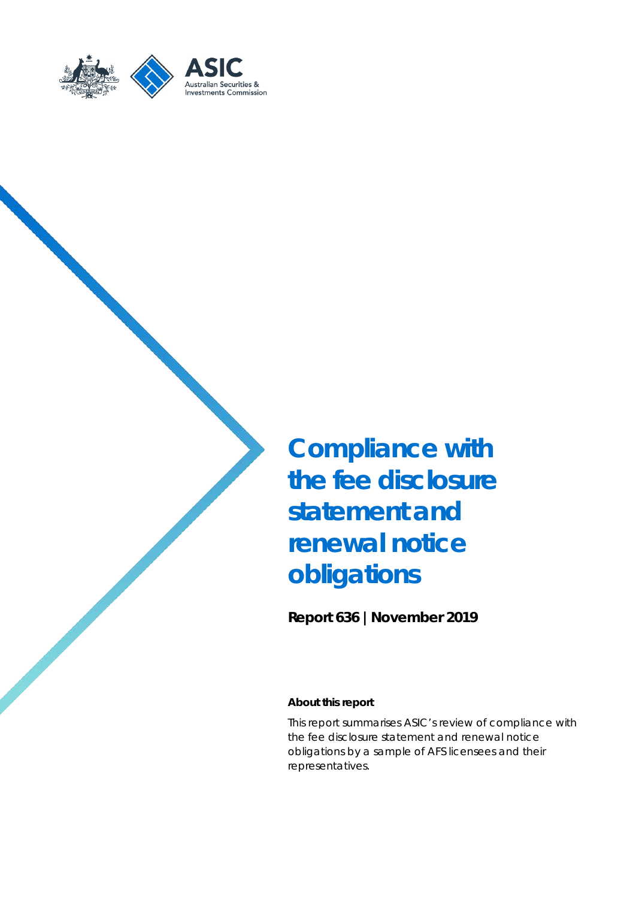# Compliance with the fee disclosure statement and renewal notice obligations

**Report 636 | November 2019**

**About this report**

This report summarises ASIC's review of compliance with the fee disclosure statement and renewal notice obligations by a sample of AFS licensees and their representatives.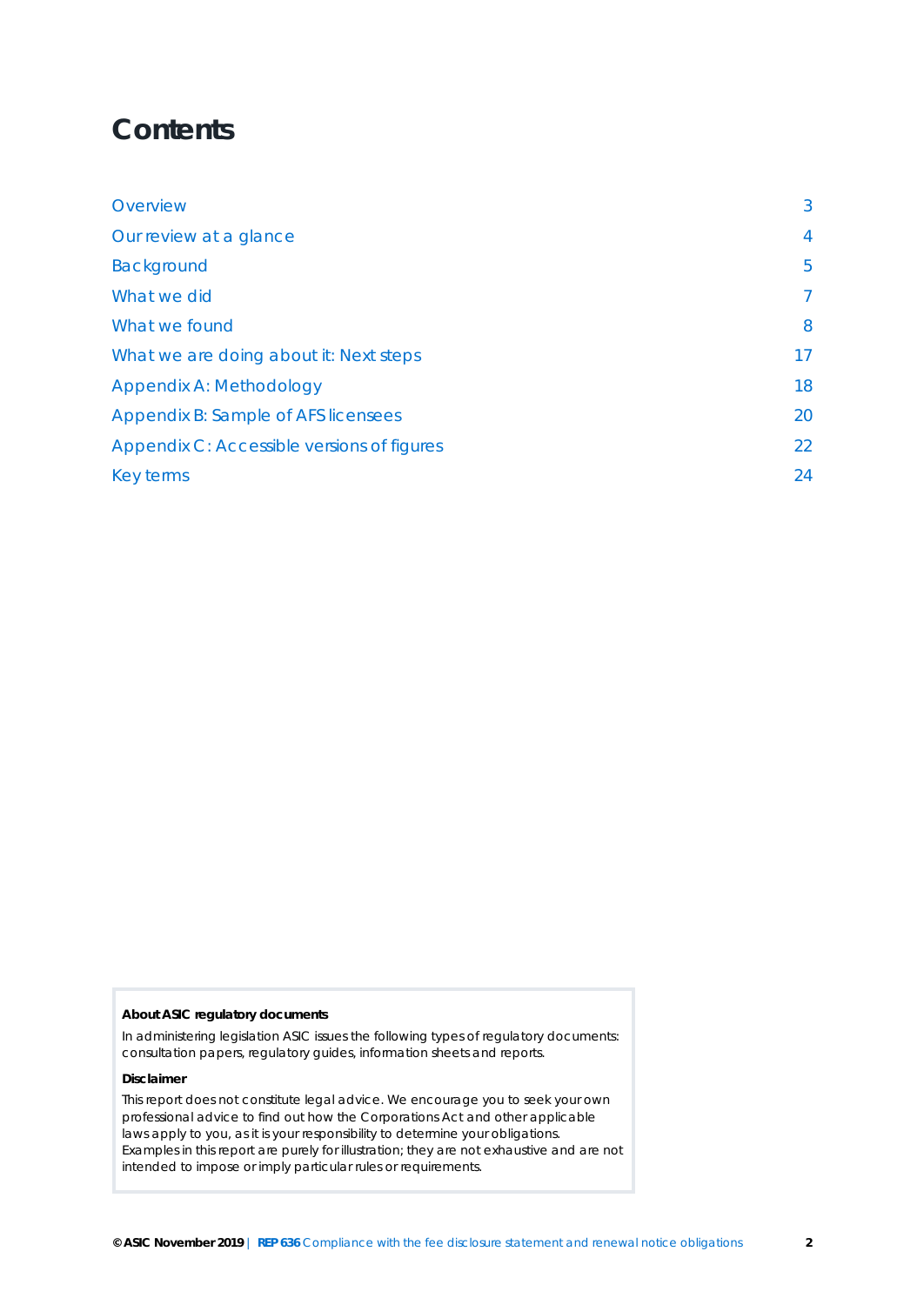# Contents

| | |
|---|---|
| Overview | 3 |
| Our review at a glance | 4 |
| Background | 5 |
| What we did | 7 |
| What we found | 8 |
| What we are doing about it: Next steps | 17 |
| Appendix A: Methodology | 18 |
| Appendix B: Sample of AFS licensees | 20 |
| Appendix C: Accessible versions of figures | 22 |
| Key terms | 24 |

**About ASIC regulatory documents**

In administering legislation ASIC issues the following types of regulatory documents: consultation papers, regulatory guides, information sheets and reports.

**Disclaimer**

This report does not constitute legal advice. We encourage you to seek your own professional advice to find out how the Corporations Act and other applicable laws apply to you, as it is your responsibility to determine your obligations. Examples in this report are purely for illustration; they are not exhaustive and are not intended to impose or imply particular rules or requirements.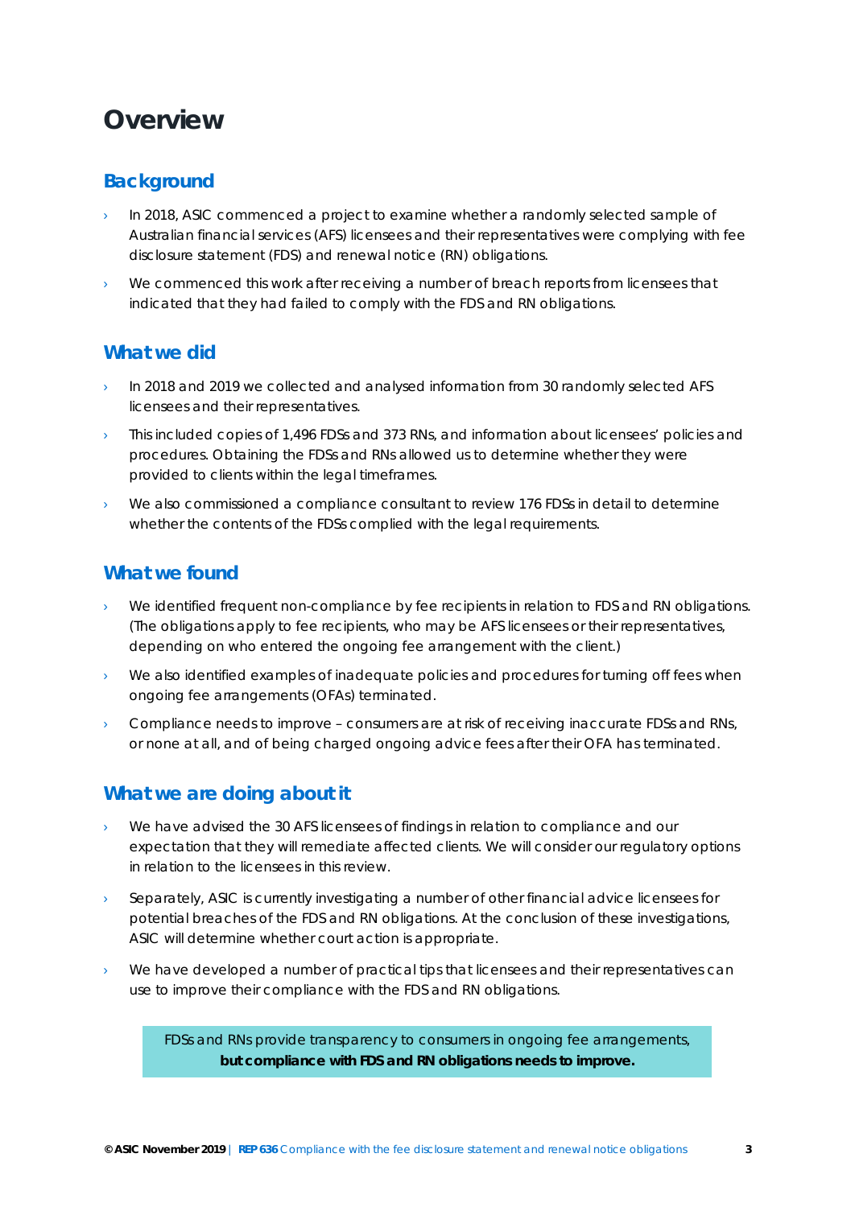# Overview

## Background

- In 2018, ASIC commenced a project to examine whether a randomly selected sample of Australian financial services (AFS) licensees and their representatives were complying with fee disclosure statement (FDS) and renewal notice (RN) obligations.
- We commenced this work after receiving a number of breach reports from licensees that indicated that they had failed to comply with the FDS and RN obligations.

## What we did

- In 2018 and 2019 we collected and analysed information from 30 randomly selected AFS licensees and their representatives.
- This included copies of 1,496 FDSs and 373 RNs, and information about licensees' policies and procedures. Obtaining the FDSs and RNs allowed us to determine whether they were provided to clients within the legal timeframes.
- We also commissioned a compliance consultant to review 176 FDSs in detail to determine whether the contents of the FDSs complied with the legal requirements.

## What we found

- We identified frequent non-compliance by fee recipients in relation to FDS and RN obligations. (The obligations apply to fee recipients, who may be AFS licensees or their representatives, depending on who entered the ongoing fee arrangement with the client.)
- We also identified examples of inadequate policies and procedures for turning off fees when ongoing fee arrangements (OFAs) terminated.
- Compliance needs to improve – consumers are at risk of receiving inaccurate FDSs and RNs, or none at all, and of being charged ongoing advice fees after their OFA has terminated.

## What we are doing about it

- We have advised the 30 AFS licensees of findings in relation to compliance and our expectation that they will remediate affected clients. We will consider our regulatory options in relation to the licensees in this review.
- Separately, ASIC is currently investigating a number of other financial advice licensees for potential breaches of the FDS and RN obligations. At the conclusion of these investigations, ASIC will determine whether court action is appropriate.
- We have developed a number of practical tips that licensees and their representatives can use to improve their compliance with the FDS and RN obligations.

FDSs and RNs provide transparency to consumers in ongoing fee arrangements, **but compliance with FDS and RN obligations needs to improve.**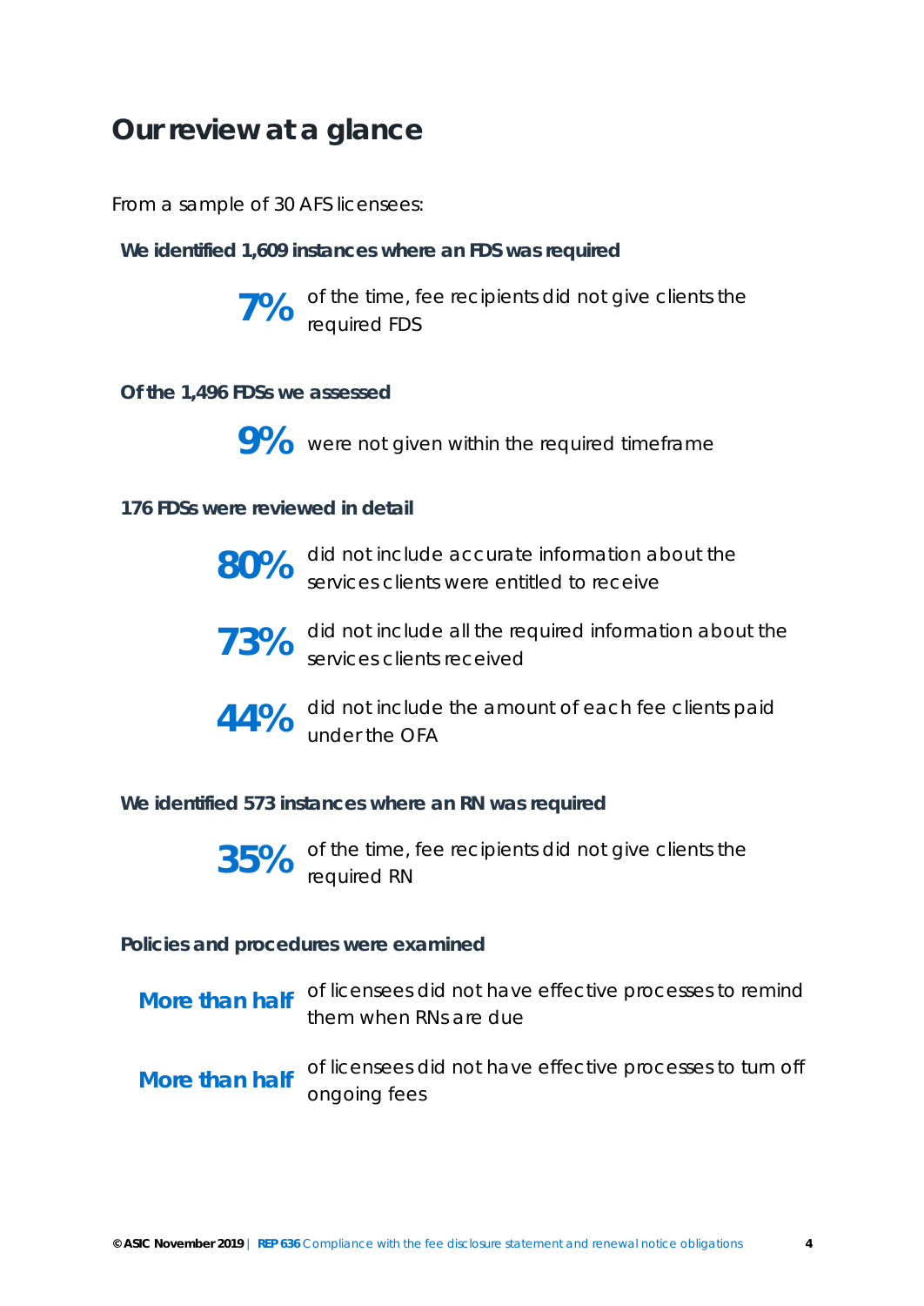# Our review at a glance

From a sample of 30 AFS licensees:

**We identified 1,609 instances where an FDS was required**

**7%** of the time, fee recipients did not give clients the required FDS

**Of the 1,496 FDSs we assessed**

**9%** were not given within the required timeframe

**176 FDSs were reviewed in detail**

**80%** did not include accurate information about the services clients were entitled to receive

**73%** did not include all the required information about the services clients received

**44%** did not include the amount of each fee clients paid under the OFA

**We identified 573 instances where an RN was required**

**35%** of the time, fee recipients did not give clients the required RN

**Policies and procedures were examined**

**More than half** of licensees did not have effective processes to remind them when RNs are due

**More than half** of licensees did not have effective processes to turn off ongoing fees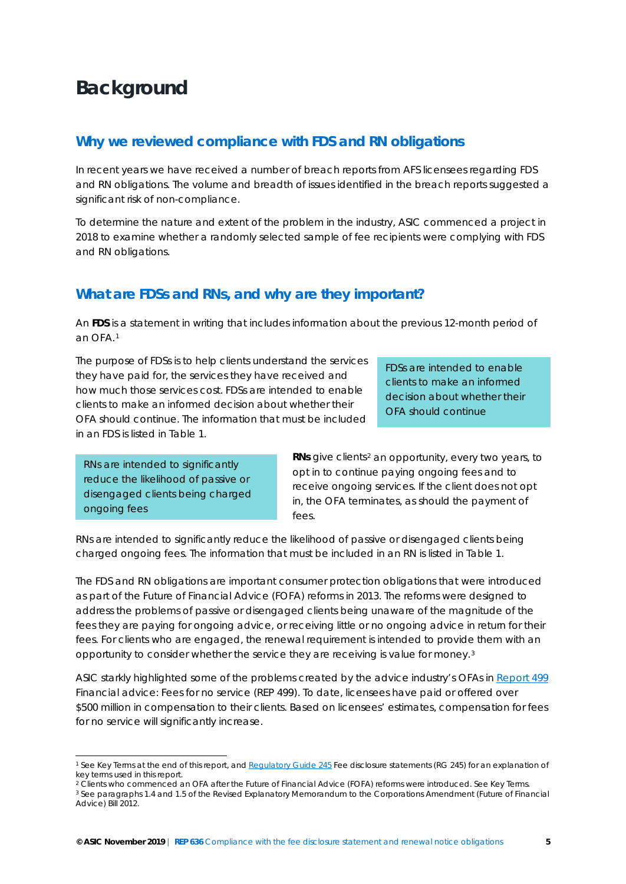# Background

## Why we reviewed compliance with FDS and RN obligations

In recent years we have received a number of breach reports from AFS licensees regarding FDS and RN obligations. The volume and breadth of issues identified in the breach reports suggested a significant risk of non-compliance.

To determine the nature and extent of the problem in the industry, ASIC commenced a project in 2018 to examine whether a randomly selected sample of fee recipients were complying with FDS and RN obligations.

## What are FDSs and RNs, and why are they important?

An **FDS** is a statement in writing that includes information about the previous 12-month period of an OFA.[1]

The purpose of FDSs is to help clients understand the services they have paid for, the services they have received and how much those services cost. FDSs are intended to enable clients to make an informed decision about whether their OFA should continue. The information that must be included in an FDS is listed in Table 1.

> FDSs are intended to enable clients to make an informed decision about whether their OFA should continue

> RNs are intended to significantly reduce the likelihood of passive or disengaged clients being charged ongoing fees

**RNs** give clients[2] an opportunity, every two years, to opt in to continue paying ongoing fees and to receive ongoing services. If the client does not opt in, the OFA terminates, as should the payment of fees.

RNs are intended to significantly reduce the likelihood of passive or disengaged clients being charged ongoing fees. The information that must be included in an RN is listed in Table 1.

The FDS and RN obligations are important consumer protection obligations that were introduced as part of the Future of Financial Advice (FOFA) reforms in 2013. The reforms were designed to address the problems of passive or disengaged clients being unaware of the magnitude of the fees they are paying for ongoing advice, or receiving little or no ongoing advice in return for their fees. For clients who are engaged, the renewal requirement is intended to provide them with an opportunity to consider whether the service they are receiving is value for money.[3]

ASIC starkly highlighted some of the problems created by the advice industry's OFAs in Report 499 Financial advice: Fees for no service (REP 499). To date, licensees have paid or offered over $500 million in compensation to their clients. Based on licensees' estimates, compensation for fees for no service will significantly increase.

---

[1] See Key Terms at the end of this report, and Regulatory Guide 245 Fee disclosure statements (RG 245) for an explanation of key terms used in this report.

[2] Clients who commenced an OFA after the Future of Financial Advice (FOFA) reforms were introduced. See Key Terms.

[3] See paragraphs 1.4 and 1.5 of the Revised Explanatory Memorandum to the Corporations Amendment (Future of Financial Advice) Bill 2012.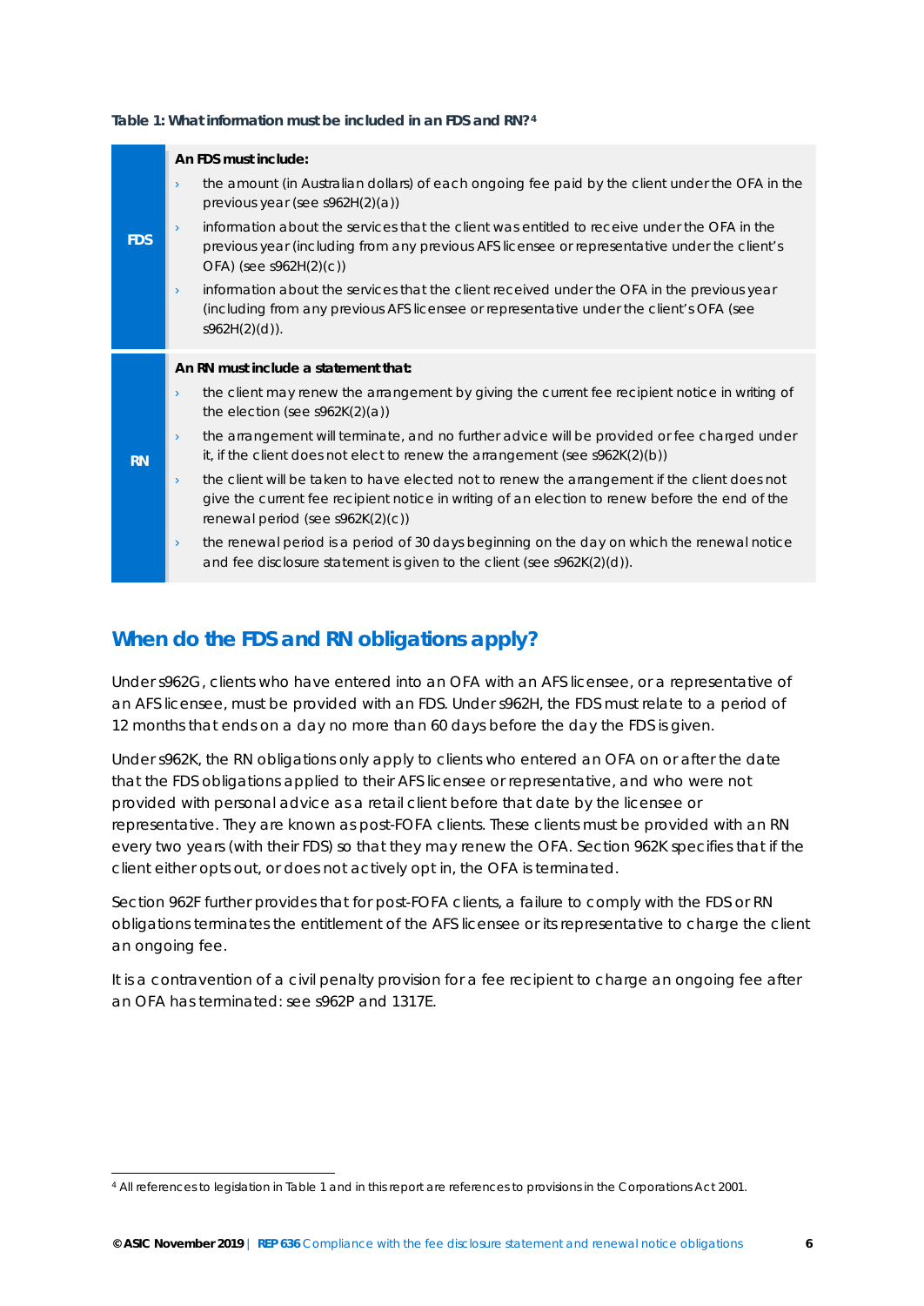**Table 1: What information must be included in an FDS and RN?**[4]

| | |
|---|---|
| **FDS** | **An FDS must include:**<br>› the amount (in Australian dollars) of each ongoing fee paid by the client under the OFA in the previous year (see s962H(2)(a))<br>› information about the services that the client was entitled to receive under the OFA in the previous year (including from any previous AFS licensee or representative under the client's OFA) (see s962H(2)(c))<br>› information about the services that the client received under the OFA in the previous year (including from any previous AFS licensee or representative under the client's OFA (see s962H(2)(d)). |
| **RN** | **An RN must include a statement that:**<br>› the client may renew the arrangement by giving the current fee recipient notice in writing of the election (see s962K(2)(a))<br>› the arrangement will terminate, and no further advice will be provided or fee charged under it, if the client does not elect to renew the arrangement (see s962K(2)(b))<br>› the client will be taken to have elected not to renew the arrangement if the client does not give the current fee recipient notice in writing of an election to renew before the end of the renewal period (see s962K(2)(c))<br>› the renewal period is a period of 30 days beginning on the day on which the renewal notice and fee disclosure statement is given to the client (see s962K(2)(d)). |

## When do the FDS and RN obligations apply?

Under s962G, clients who have entered into an OFA with an AFS licensee, or a representative of an AFS licensee, must be provided with an FDS. Under s962H, the FDS must relate to a period of 12 months that ends on a day no more than 60 days before the day the FDS is given.

Under s962K, the RN obligations only apply to clients who entered an OFA on or after the date that the FDS obligations applied to their AFS licensee or representative, and who were not provided with personal advice as a retail client before that date by the licensee or representative. They are known as post-FOFA clients. These clients must be provided with an RN every two years (with their FDS) so that they may renew the OFA. Section 962K specifies that if the client either opts out, or does not actively opt in, the OFA is terminated.

Section 962F further provides that for post-FOFA clients, a failure to comply with the FDS or RN obligations terminates the entitlement of the AFS licensee or its representative to charge the client an ongoing fee.

It is a contravention of a civil penalty provision for a fee recipient to charge an ongoing fee after an OFA has terminated: see s962P and 1317E.

---

[4] All references to legislation in Table 1 and in this report are references to provisions in the Corporations Act 2001.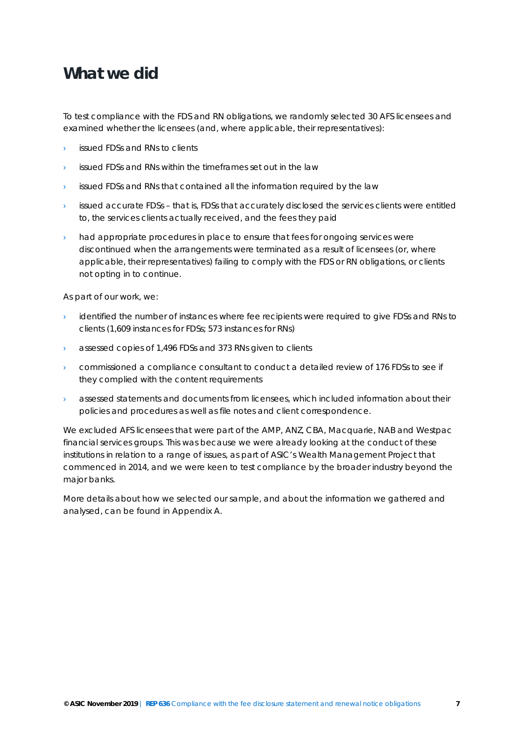# What we did

To test compliance with the FDS and RN obligations, we randomly selected 30 AFS licensees and examined whether the licensees (and, where applicable, their representatives):

- issued FDSs and RNs to clients
- issued FDSs and RNs within the timeframes set out in the law
- issued FDSs and RNs that contained all the information required by the law
- issued accurate FDSs – that is, FDSs that accurately disclosed the services clients were entitled to, the services clients actually received, and the fees they paid
- had appropriate procedures in place to ensure that fees for ongoing services were discontinued when the arrangements were terminated as a result of licensees (or, where applicable, their representatives) failing to comply with the FDS or RN obligations, or clients not opting in to continue.

As part of our work, we:

- identified the number of instances where fee recipients were required to give FDSs and RNs to clients (1,609 instances for FDSs; 573 instances for RNs)
- assessed copies of 1,496 FDSs and 373 RNs given to clients
- commissioned a compliance consultant to conduct a detailed review of 176 FDSs to see if they complied with the content requirements
- assessed statements and documents from licensees, which included information about their policies and procedures as well as file notes and client correspondence.

We excluded AFS licensees that were part of the AMP, ANZ, CBA, Macquarie, NAB and Westpac financial services groups. This was because we were already looking at the conduct of these institutions in relation to a range of issues, as part of ASIC's Wealth Management Project that commenced in 2014, and we were keen to test compliance by the broader industry beyond the major banks.

More details about how we selected our sample, and about the information we gathered and analysed, can be found in Appendix A.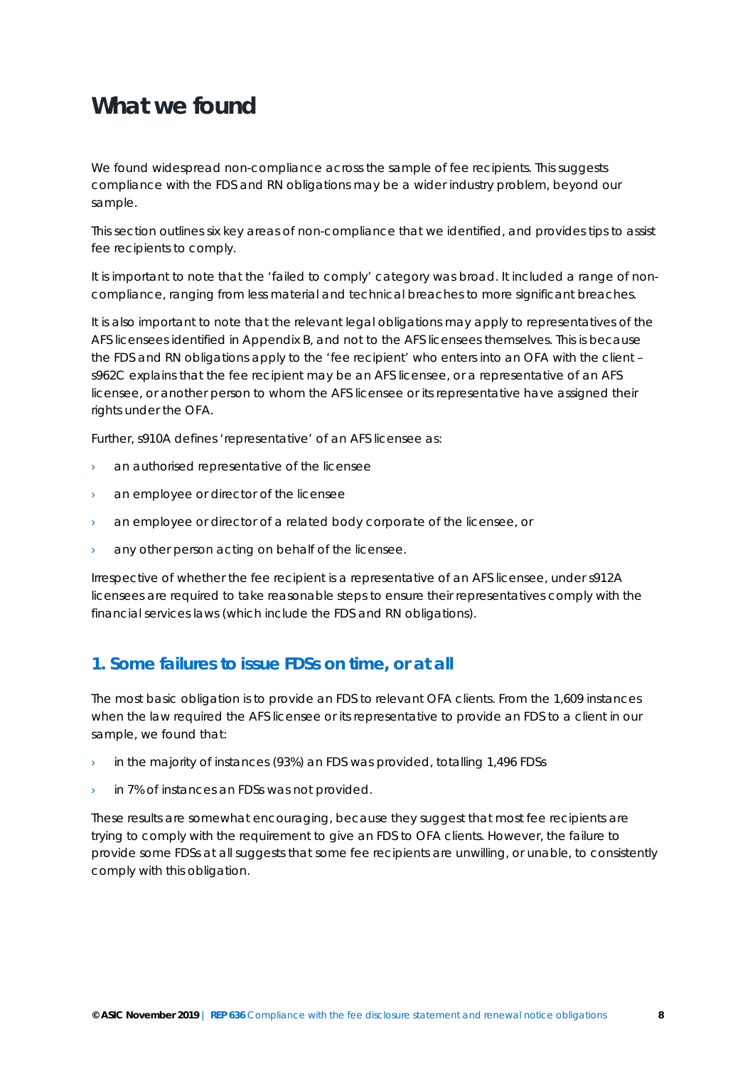# What we found

We found widespread non-compliance across the sample of fee recipients. This suggests compliance with the FDS and RN obligations may be a wider industry problem, beyond our sample.

This section outlines six key areas of non-compliance that we identified, and provides tips to assist fee recipients to comply.

It is important to note that the 'failed to comply' category was broad. It included a range of non-compliance, ranging from less material and technical breaches to more significant breaches.

It is also important to note that the relevant legal obligations may apply to representatives of the AFS licensees identified in Appendix B, and not to the AFS licensees themselves. This is because the FDS and RN obligations apply to the 'fee recipient' who enters into an OFA with the client – s962C explains that the fee recipient may be an AFS licensee, or a representative of an AFS licensee, or another person to whom the AFS licensee or its representative have assigned their rights under the OFA.

Further, s910A defines 'representative' of an AFS licensee as:

- an authorised representative of the licensee
- an employee or director of the licensee
- an employee or director of a related body corporate of the licensee, or
- any other person acting on behalf of the licensee.

Irrespective of whether the fee recipient is a representative of an AFS licensee, under s912A licensees are required to take reasonable steps to ensure their representatives comply with the financial services laws (which include the FDS and RN obligations).

## 1. Some failures to issue FDSs on time, or at all

The most basic obligation is to provide an FDS to relevant OFA clients. From the 1,609 instances when the law required the AFS licensee or its representative to provide an FDS to a client in our sample, we found that:

- in the majority of instances (93%) an FDS was provided, totalling 1,496 FDSs
- in 7% of instances an FDSs was not provided.

These results are somewhat encouraging, because they suggest that most fee recipients are trying to comply with the requirement to give an FDS to OFA clients. However, the failure to provide some FDSs at all suggests that some fee recipients are unwilling, or unable, to consistently comply with this obligation.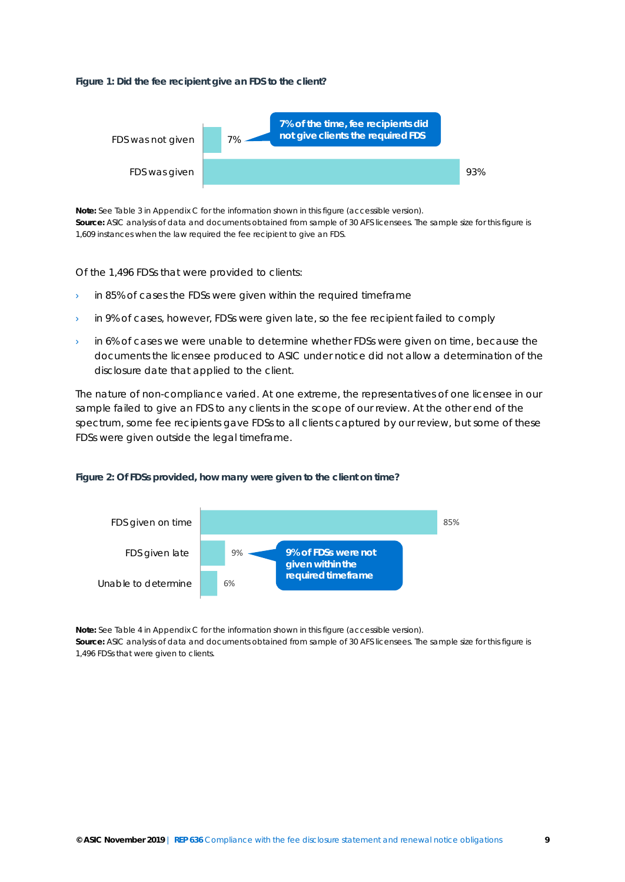**Figure 1: Did the fee recipient give an FDS to the client?**

| | |
|---|---|
| FDS was not given | 7% |
| FDS was given | 93% |

7% of the time, fee recipients did not give clients the required FDS

**Note:** See Table 3 in Appendix C for the information shown in this figure (accessible version).
**Source:** ASIC analysis of data and documents obtained from sample of 30 AFS licensees. The sample size for this figure is 1,609 instances when the law required the fee recipient to give an FDS.

Of the 1,496 FDSs that were provided to clients:

- in 85% of cases the FDSs were given within the required timeframe
- in 9% of cases, however, FDSs were given late, so the fee recipient failed to comply
- in 6% of cases we were unable to determine whether FDSs were given on time, because the documents the licensee produced to ASIC under notice did not allow a determination of the disclosure date that applied to the client.

The nature of non-compliance varied. At one extreme, the representatives of one licensee in our sample failed to give an FDS to any clients in the scope of our review. At the other end of the spectrum, some fee recipients gave FDSs to all clients captured by our review, but some of these FDSs were given outside the legal timeframe.

**Figure 2: Of FDSs provided, how many were given to the client on time?**

| | |
|---|---|
| FDS given on time | 85% |
| FDS given late | 9% |
| Unable to determine | 6% |

9% of FDSs were not given within the required timeframe

**Note:** See Table 4 in Appendix C for the information shown in this figure (accessible version).
**Source:** ASIC analysis of data and documents obtained from sample of 30 AFS licensees. The sample size for this figure is 1,496 FDSs that were given to clients.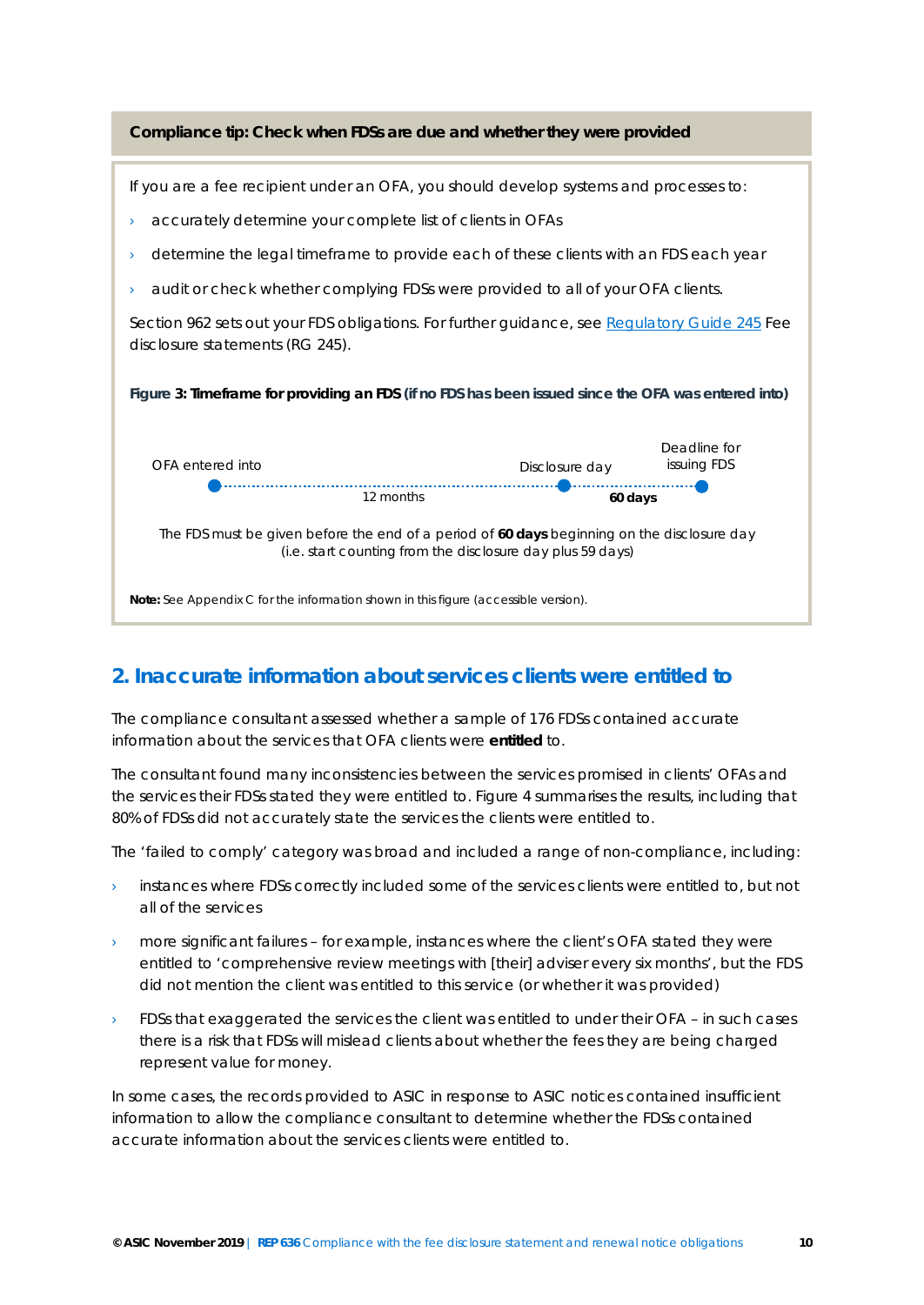**Compliance tip: Check when FDSs are due and whether they were provided**

If you are a fee recipient under an OFA, you should develop systems and processes to:

- accurately determine your complete list of clients in OFAs
- determine the legal timeframe to provide each of these clients with an FDS each year
- audit or check whether complying FDSs were provided to all of your OFA clients.

Section 962 sets out your FDS obligations. For further guidance, see [Regulatory Guide 245](#) Fee disclosure statements (RG 245).

**Figure 3: Timeframe for providing an FDS (if no FDS has been issued since the OFA was entered into)**

OFA entered into —— 12 months —— Disclosure day —— **60 days** —— Deadline for issuing FDS

The FDS must be given before the end of a period of **60 days** beginning on the disclosure day (i.e. start counting from the disclosure day plus 59 days)

**Note:** See Appendix C for the information shown in this figure (accessible version).

## 2. Inaccurate information about services clients were entitled to

The compliance consultant assessed whether a sample of 176 FDSs contained accurate information about the services that OFA clients were **entitled** to.

The consultant found many inconsistencies between the services promised in clients' OFAs and the services their FDSs stated they were entitled to. Figure 4 summarises the results, including that 80% of FDSs did not accurately state the services the clients were entitled to.

The 'failed to comply' category was broad and included a range of non-compliance, including:

- instances where FDSs correctly included some of the services clients were entitled to, but not all of the services
- more significant failures – for example, instances where the client's OFA stated they were entitled to 'comprehensive review meetings with [their] adviser every six months', but the FDS did not mention the client was entitled to this service (or whether it was provided)
- FDSs that exaggerated the services the client was entitled to under their OFA – in such cases there is a risk that FDSs will mislead clients about whether the fees they are being charged represent value for money.

In some cases, the records provided to ASIC in response to ASIC notices contained insufficient information to allow the compliance consultant to determine whether the FDSs contained accurate information about the services clients were entitled to.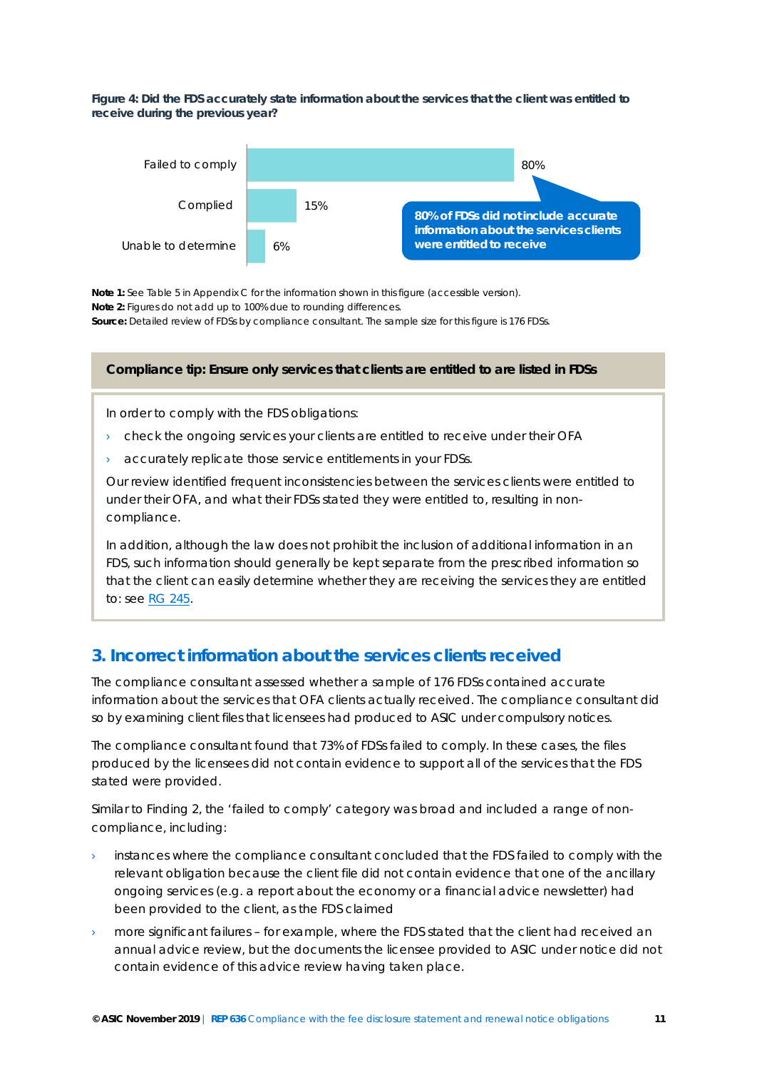**Figure 4: Did the FDS accurately state information about the services that the client was entitled to receive during the previous year?**

| Category | Percentage |
|---|---|
| Failed to comply | 80% |
| Complied | 15% |
| Unable to determine | 6% |

80% of FDSs did not include accurate information about the services clients were entitled to receive

**Note 1:** See Table 5 in Appendix C for the information shown in this figure (accessible version).
**Note 2:** Figures do not add up to 100% due to rounding differences.
**Source:** Detailed review of FDSs by compliance consultant. The sample size for this figure is 176 FDSs.

> **Compliance tip: Ensure only services that clients are entitled to are listed in FDSs**
>
> In order to comply with the FDS obligations:
>
> - check the ongoing services your clients are entitled to receive under their OFA
> - accurately replicate those service entitlements in your FDSs.
>
> Our review identified frequent inconsistencies between the services clients were entitled to under their OFA, and what their FDSs stated they were entitled to, resulting in non-compliance.
>
> In addition, although the law does not prohibit the inclusion of additional information in an FDS, such information should generally be kept separate from the prescribed information so that the client can easily determine whether they are receiving the services they are entitled to: see RG 245.

## 3. Incorrect information about the services clients received

The compliance consultant assessed whether a sample of 176 FDSs contained accurate information about the services that OFA clients actually received. The compliance consultant did so by examining client files that licensees had produced to ASIC under compulsory notices.

The compliance consultant found that 73% of FDSs failed to comply. In these cases, the files produced by the licensees did not contain evidence to support all of the services that the FDS stated were provided.

Similar to Finding 2, the 'failed to comply' category was broad and included a range of non-compliance, including:

- instances where the compliance consultant concluded that the FDS failed to comply with the relevant obligation because the client file did not contain evidence that one of the ancillary ongoing services (e.g. a report about the economy or a financial advice newsletter) had been provided to the client, as the FDS claimed
- more significant failures – for example, where the FDS stated that the client had received an annual advice review, but the documents the licensee provided to ASIC under notice did not contain evidence of this advice review having taken place.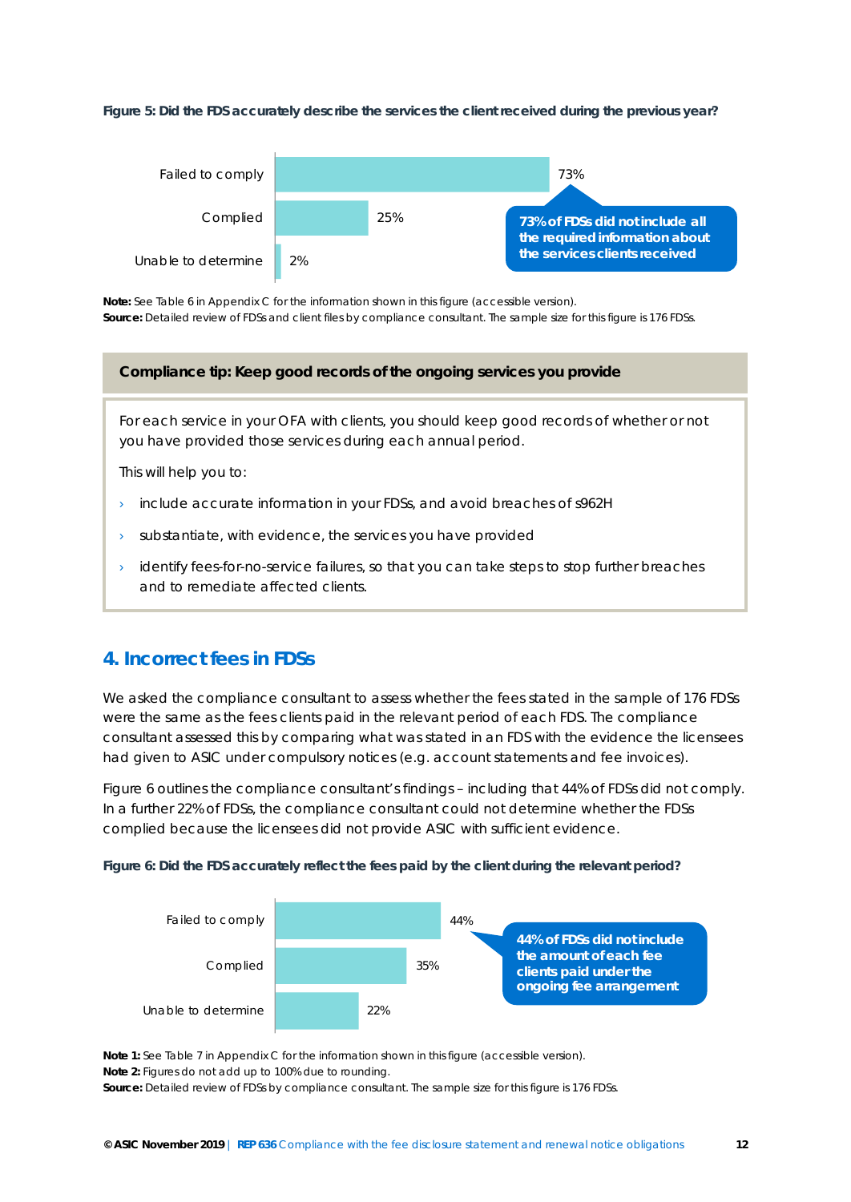**Figure 5: Did the FDS accurately describe the services the client received during the previous year?**

| Response | Percentage |
| --- | --- |
| Failed to comply | 73% |
| Complied | 25% |
| Unable to determine | 2% |

**73% of FDSs did not include all the required information about the services clients received**

**Note:** See Table 6 in Appendix C for the information shown in this figure (accessible version).
**Source:** Detailed review of FDSs and client files by compliance consultant. The sample size for this figure is 176 FDSs.

> **Compliance tip: Keep good records of the ongoing services you provide**
>
> For each service in your OFA with clients, you should keep good records of whether or not you have provided those services during each annual period.
>
> This will help you to:
>
> - include accurate information in your FDSs, and avoid breaches of s962H
> - substantiate, with evidence, the services you have provided
> - identify fees-for-no-service failures, so that you can take steps to stop further breaches and to remediate affected clients.

## 4. Incorrect fees in FDSs

We asked the compliance consultant to assess whether the fees stated in the sample of 176 FDSs were the same as the fees clients paid in the relevant period of each FDS. The compliance consultant assessed this by comparing what was stated in an FDS with the evidence the licensees had given to ASIC under compulsory notices (e.g. account statements and fee invoices).

Figure 6 outlines the compliance consultant's findings – including that 44% of FDSs did not comply. In a further 22% of FDSs, the compliance consultant could not determine whether the FDSs complied because the licensees did not provide ASIC with sufficient evidence.

**Figure 6: Did the FDS accurately reflect the fees paid by the client during the relevant period?**

| Response | Percentage |
| --- | --- |
| Failed to comply | 44% |
| Complied | 35% |
| Unable to determine | 22% |

**44% of FDSs did not include the amount of each fee clients paid under the ongoing fee arrangement**

**Note 1:** See Table 7 in Appendix C for the information shown in this figure (accessible version).
**Note 2:** Figures do not add up to 100% due to rounding.
**Source:** Detailed review of FDSs by compliance consultant. The sample size for this figure is 176 FDSs.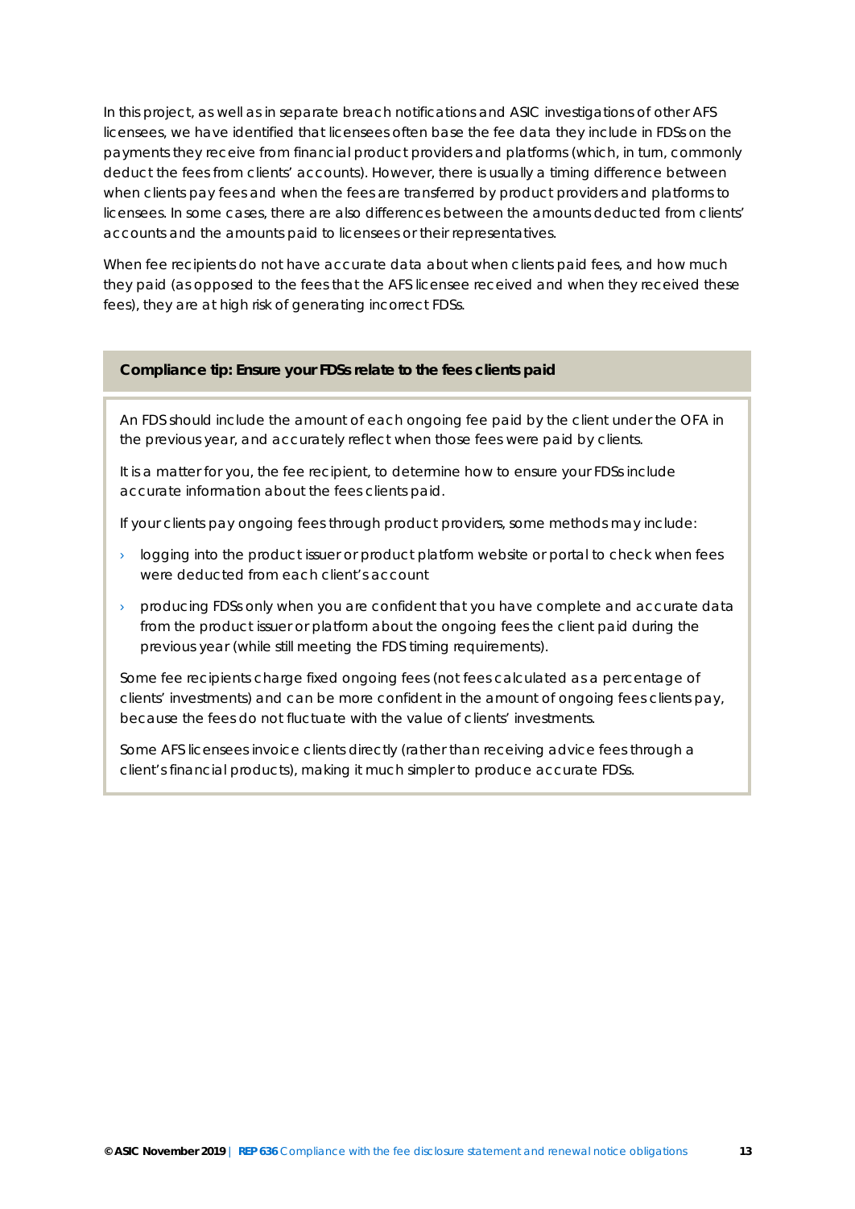In this project, as well as in separate breach notifications and ASIC investigations of other AFS licensees, we have identified that licensees often base the fee data they include in FDSs on the payments they receive from financial product providers and platforms (which, in turn, commonly deduct the fees from clients' accounts). However, there is usually a timing difference between when clients pay fees and when the fees are transferred by product providers and platforms to licensees. In some cases, there are also differences between the amounts deducted from clients' accounts and the amounts paid to licensees or their representatives.

When fee recipients do not have accurate data about when clients paid fees, and how much they paid (as opposed to the fees that the AFS licensee received and when they received these fees), they are at high risk of generating incorrect FDSs.

**Compliance tip: Ensure your FDSs relate to the fees clients paid**

An FDS should include the amount of each ongoing fee paid by the client under the OFA in the previous year, and accurately reflect when those fees were paid by clients.

It is a matter for you, the fee recipient, to determine how to ensure your FDSs include accurate information about the fees clients paid.

If your clients pay ongoing fees through product providers, some methods may include:

- logging into the product issuer or product platform website or portal to check when fees were deducted from each client's account
- producing FDSs only when you are confident that you have complete and accurate data from the product issuer or platform about the ongoing fees the client paid during the previous year (while still meeting the FDS timing requirements).

Some fee recipients charge fixed ongoing fees (not fees calculated as a percentage of clients' investments) and can be more confident in the amount of ongoing fees clients pay, because the fees do not fluctuate with the value of clients' investments.

Some AFS licensees invoice clients directly (rather than receiving advice fees through a client's financial products), making it much simpler to produce accurate FDSs.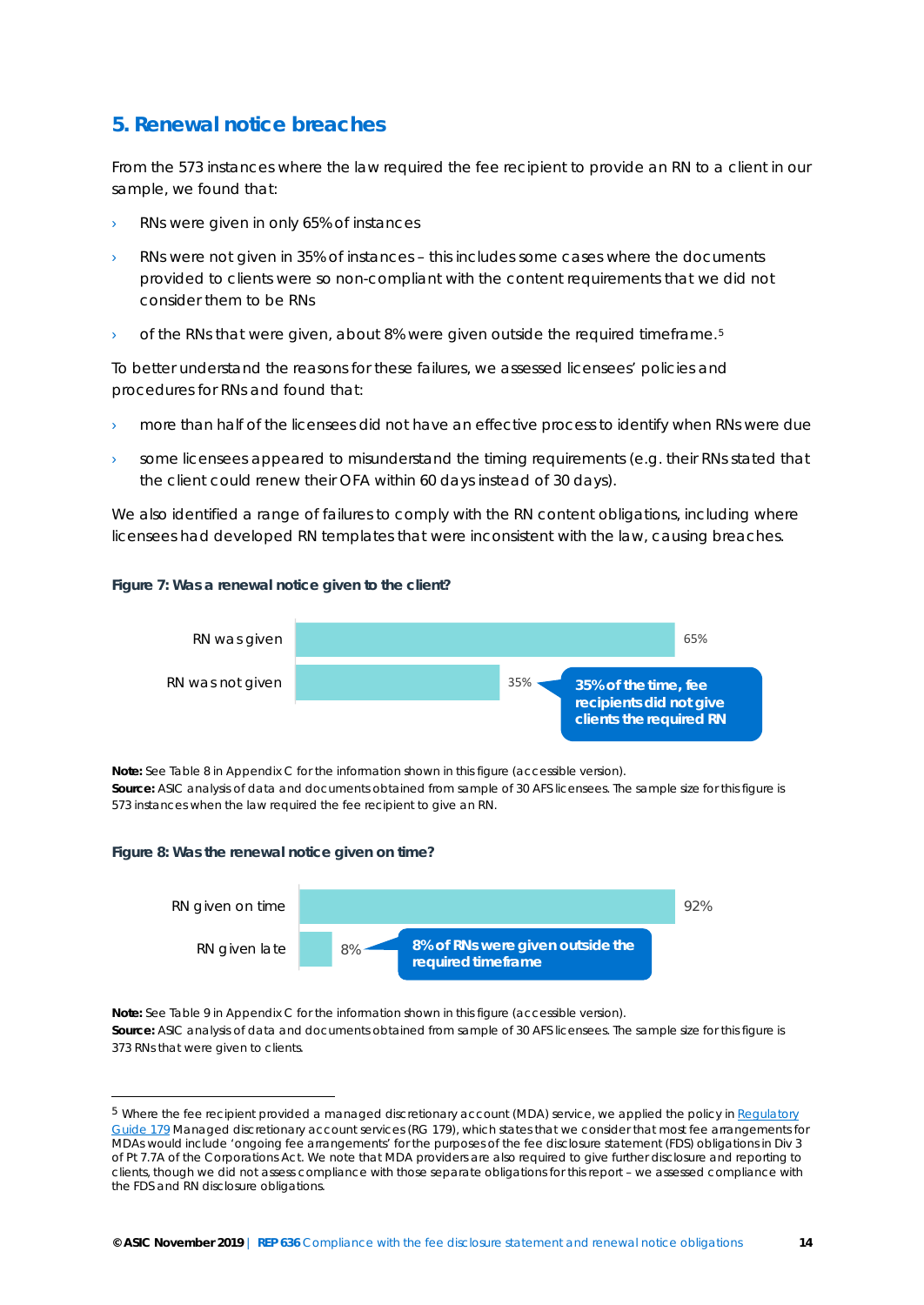## 5. Renewal notice breaches

From the 573 instances where the law required the fee recipient to provide an RN to a client in our sample, we found that:

- RNs were given in only 65% of instances
- RNs were not given in 35% of instances – this includes some cases where the documents provided to clients were so non-compliant with the content requirements that we did not consider them to be RNs
- of the RNs that were given, about 8% were given outside the required timeframe.[5]

To better understand the reasons for these failures, we assessed licensees' policies and procedures for RNs and found that:

- more than half of the licensees did not have an effective process to identify when RNs were due
- some licensees appeared to misunderstand the timing requirements (e.g. their RNs stated that the client could renew their OFA within 60 days instead of 30 days).

We also identified a range of failures to comply with the RN content obligations, including where licensees had developed RN templates that were inconsistent with the law, causing breaches.

**Figure 7: Was a renewal notice given to the client?**

| | |
|---|---|
| RN was given | 65% |
| RN was not given | 35% |

35% of the time, fee recipients did not give clients the required RN

**Note:** See Table 8 in Appendix C for the information shown in this figure (accessible version).
**Source:** ASIC analysis of data and documents obtained from sample of 30 AFS licensees. The sample size for this figure is 573 instances when the law required the fee recipient to give an RN.

**Figure 8: Was the renewal notice given on time?**

| | |
|---|---|
| RN given on time | 92% |
| RN given late | 8% |

8% of RNs were given outside the required timeframe

**Note:** See Table 9 in Appendix C for the information shown in this figure (accessible version).
**Source:** ASIC analysis of data and documents obtained from sample of 30 AFS licensees. The sample size for this figure is 373 RNs that were given to clients.

---

[5] Where the fee recipient provided a managed discretionary account (MDA) service, we applied the policy in Regulatory Guide 179 Managed discretionary account services (RG 179), which states that we consider that most fee arrangements for MDAs would include 'ongoing fee arrangements' for the purposes of the fee disclosure statement (FDS) obligations in Div 3 of Pt 7.7A of the Corporations Act. We note that MDA providers are also required to give further disclosure and reporting to clients, though we did not assess compliance with those separate obligations for this report – we assessed compliance with the FDS and RN disclosure obligations.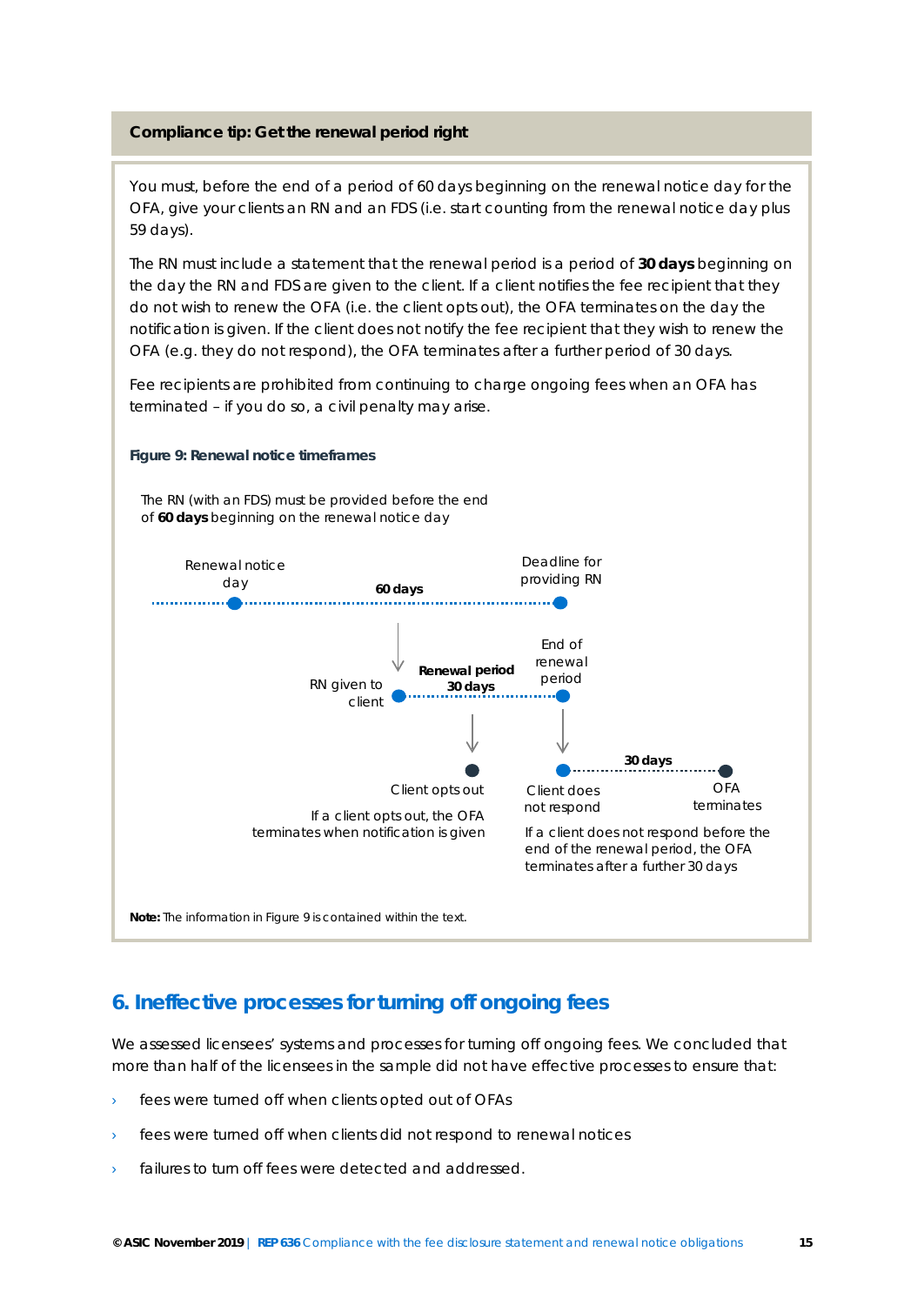**Compliance tip: Get the renewal period right**

You must, before the end of a period of 60 days beginning on the renewal notice day for the OFA, give your clients an RN and an FDS (i.e. start counting from the renewal notice day plus 59 days).

The RN must include a statement that the renewal period is a period of **30 days** beginning on the day the RN and FDS are given to the client. If a client notifies the fee recipient that they do not wish to renew the OFA (i.e. the client opts out), the OFA terminates on the day the notification is given. If the client does not notify the fee recipient that they wish to renew the OFA (e.g. they do not respond), the OFA terminates after a further period of 30 days.

Fee recipients are prohibited from continuing to charge ongoing fees when an OFA has terminated – if you do so, a civil penalty may arise.

**Figure 9: Renewal notice timeframes**

The RN (with an FDS) must be provided before the end of **60 days** beginning on the renewal notice day

Renewal notice day — **60 days** — Deadline for providing RN

RN given to client — **Renewal period 30 days** — End of renewal period

Client opts out

If a client opts out, the OFA terminates when notification is given

Client does not respond — **30 days** — OFA terminates

If a client does not respond before the end of the renewal period, the OFA terminates after a further 30 days

**Note:** The information in Figure 9 is contained within the text.

## 6. Ineffective processes for turning off ongoing fees

We assessed licensees' systems and processes for turning off ongoing fees. We concluded that more than half of the licensees in the sample did not have effective processes to ensure that:

- fees were turned off when clients opted out of OFAs
- fees were turned off when clients did not respond to renewal notices
- failures to turn off fees were detected and addressed.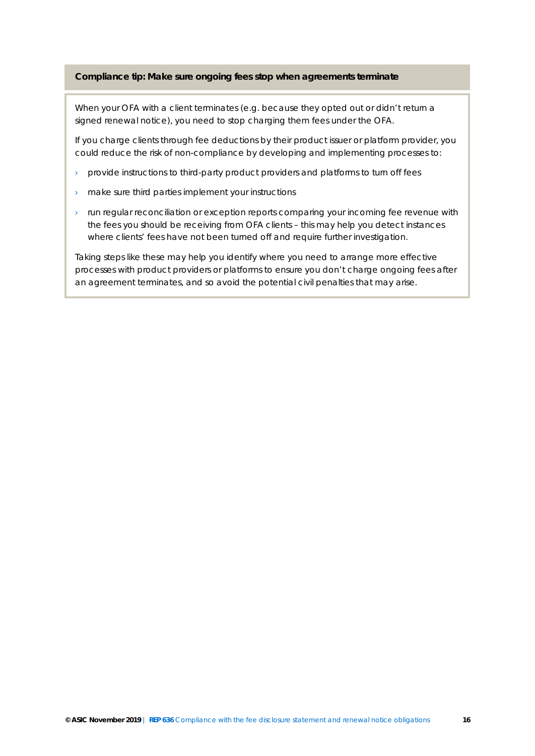**Compliance tip: Make sure ongoing fees stop when agreements terminate**

When your OFA with a client terminates (e.g. because they opted out or didn't return a signed renewal notice), you need to stop charging them fees under the OFA.

If you charge clients through fee deductions by their product issuer or platform provider, you could reduce the risk of non-compliance by developing and implementing processes to:

- provide instructions to third-party product providers and platforms to turn off fees
- make sure third parties implement your instructions
- run regular reconciliation or exception reports comparing your incoming fee revenue with the fees you should be receiving from OFA clients – this may help you detect instances where clients' fees have not been turned off and require further investigation.

Taking steps like these may help you identify where you need to arrange more effective processes with product providers or platforms to ensure you don't charge ongoing fees after an agreement terminates, and so avoid the potential civil penalties that may arise.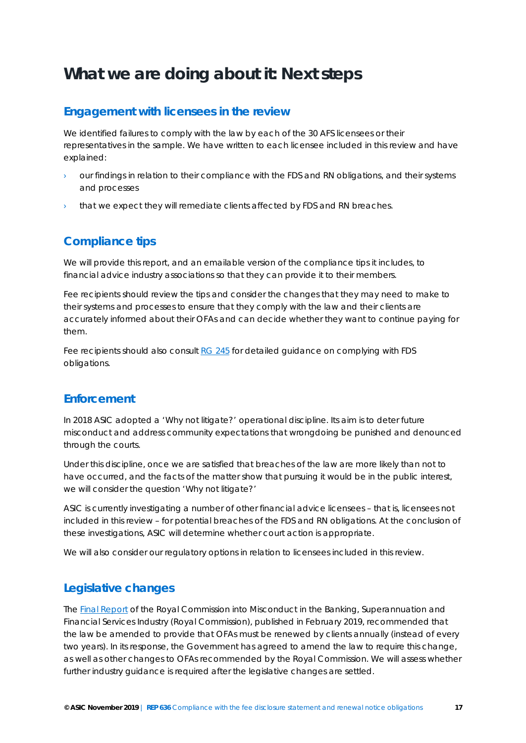# What we are doing about it: Next steps

## Engagement with licensees in the review

We identified failures to comply with the law by each of the 30 AFS licensees or their representatives in the sample. We have written to each licensee included in this review and have explained:

- our findings in relation to their compliance with the FDS and RN obligations, and their systems and processes
- that we expect they will remediate clients affected by FDS and RN breaches.

## Compliance tips

We will provide this report, and an emailable version of the compliance tips it includes, to financial advice industry associations so that they can provide it to their members.

Fee recipients should review the tips and consider the changes that they may need to make to their systems and processes to ensure that they comply with the law and their clients are accurately informed about their OFAs and can decide whether they want to continue paying for them.

Fee recipients should also consult RG 245 for detailed guidance on complying with FDS obligations.

## Enforcement

In 2018 ASIC adopted a 'Why not litigate?' operational discipline. Its aim is to deter future misconduct and address community expectations that wrongdoing be punished and denounced through the courts.

Under this discipline, once we are satisfied that breaches of the law are more likely than not to have occurred, and the facts of the matter show that pursuing it would be in the public interest, we will consider the question 'Why not litigate?'

ASIC is currently investigating a number of other financial advice licensees – that is, licensees not included in this review – for potential breaches of the FDS and RN obligations. At the conclusion of these investigations, ASIC will determine whether court action is appropriate.

We will also consider our regulatory options in relation to licensees included in this review.

## Legislative changes

The Final Report of the Royal Commission into Misconduct in the Banking, Superannuation and Financial Services Industry (Royal Commission), published in February 2019, recommended that the law be amended to provide that OFAs must be renewed by clients annually (instead of every two years). In its response, the Government has agreed to amend the law to require this change, as well as other changes to OFAs recommended by the Royal Commission. We will assess whether further industry guidance is required after the legislative changes are settled.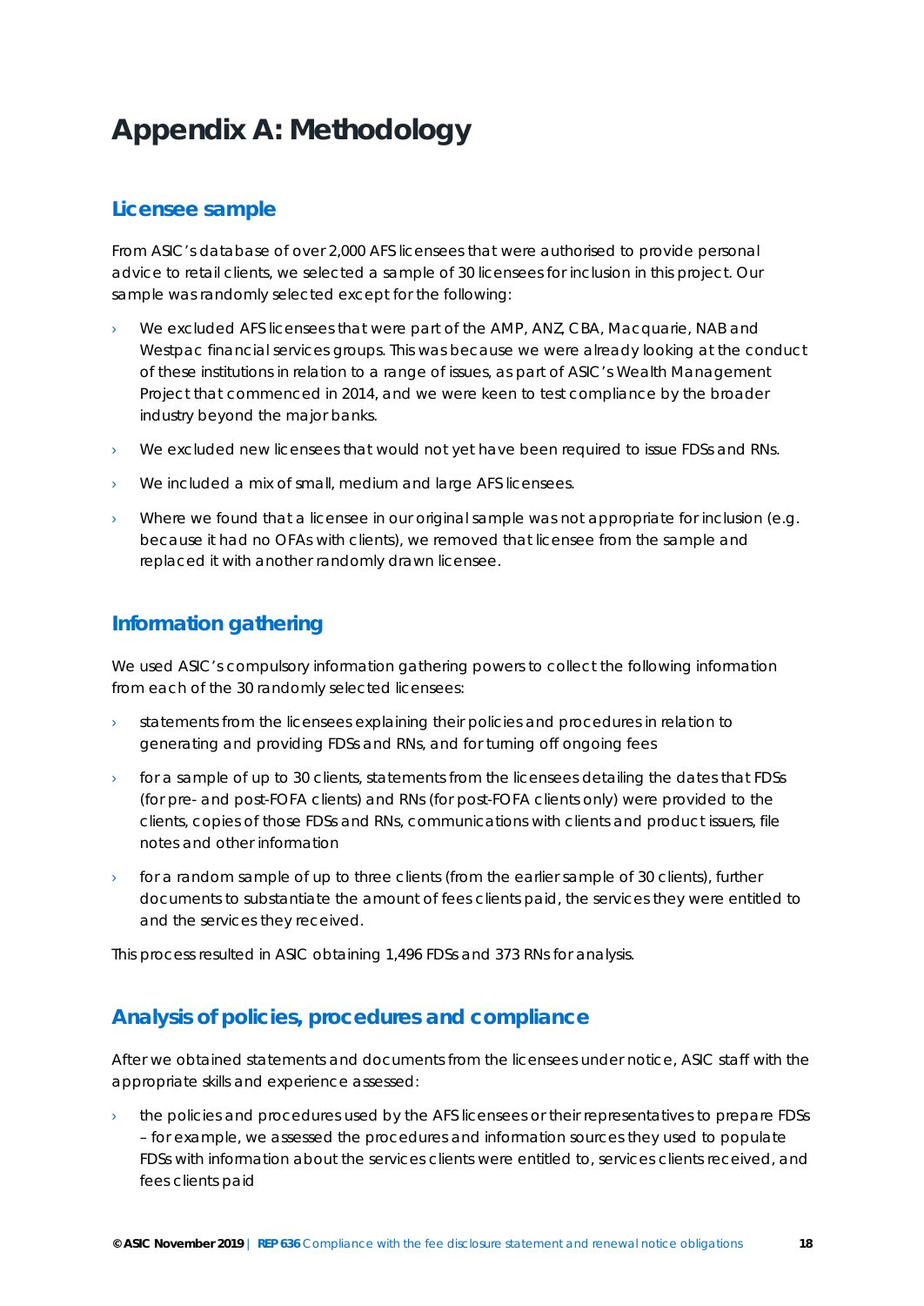# Appendix A: Methodology

## Licensee sample

From ASIC's database of over 2,000 AFS licensees that were authorised to provide personal advice to retail clients, we selected a sample of 30 licensees for inclusion in this project. Our sample was randomly selected except for the following:

- We excluded AFS licensees that were part of the AMP, ANZ, CBA, Macquarie, NAB and Westpac financial services groups. This was because we were already looking at the conduct of these institutions in relation to a range of issues, as part of ASIC's Wealth Management Project that commenced in 2014, and we were keen to test compliance by the broader industry beyond the major banks.
- We excluded new licensees that would not yet have been required to issue FDSs and RNs.
- We included a mix of small, medium and large AFS licensees.
- Where we found that a licensee in our original sample was not appropriate for inclusion (e.g. because it had no OFAs with clients), we removed that licensee from the sample and replaced it with another randomly drawn licensee.

## Information gathering

We used ASIC's compulsory information gathering powers to collect the following information from each of the 30 randomly selected licensees:

- statements from the licensees explaining their policies and procedures in relation to generating and providing FDSs and RNs, and for turning off ongoing fees
- for a sample of up to 30 clients, statements from the licensees detailing the dates that FDSs (for pre- and post-FOFA clients) and RNs (for post-FOFA clients only) were provided to the clients, copies of those FDSs and RNs, communications with clients and product issuers, file notes and other information
- for a random sample of up to three clients (from the earlier sample of 30 clients), further documents to substantiate the amount of fees clients paid, the services they were entitled to and the services they received.

This process resulted in ASIC obtaining 1,496 FDSs and 373 RNs for analysis.

## Analysis of policies, procedures and compliance

After we obtained statements and documents from the licensees under notice, ASIC staff with the appropriate skills and experience assessed:

- the policies and procedures used by the AFS licensees or their representatives to prepare FDSs – for example, we assessed the procedures and information sources they used to populate FDSs with information about the services clients were entitled to, services clients received, and fees clients paid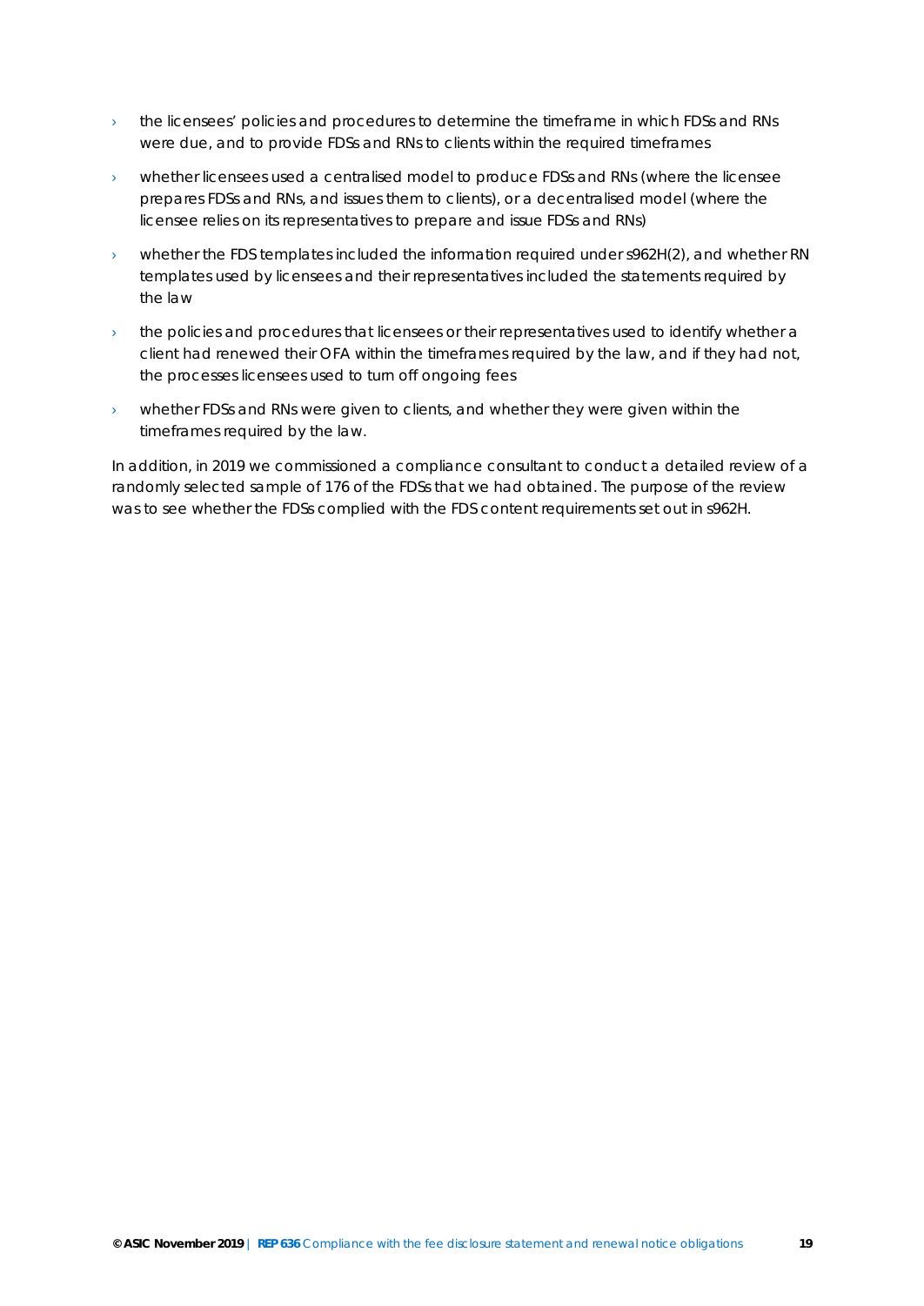- the licensees' policies and procedures to determine the timeframe in which FDSs and RNs were due, and to provide FDSs and RNs to clients within the required timeframes
- whether licensees used a centralised model to produce FDSs and RNs (where the licensee prepares FDSs and RNs, and issues them to clients), or a decentralised model (where the licensee relies on its representatives to prepare and issue FDSs and RNs)
- whether the FDS templates included the information required under s962H(2), and whether RN templates used by licensees and their representatives included the statements required by the law
- the policies and procedures that licensees or their representatives used to identify whether a client had renewed their OFA within the timeframes required by the law, and if they had not, the processes licensees used to turn off ongoing fees
- whether FDSs and RNs were given to clients, and whether they were given within the timeframes required by the law.

In addition, in 2019 we commissioned a compliance consultant to conduct a detailed review of a randomly selected sample of 176 of the FDSs that we had obtained. The purpose of the review was to see whether the FDSs complied with the FDS content requirements set out in s962H.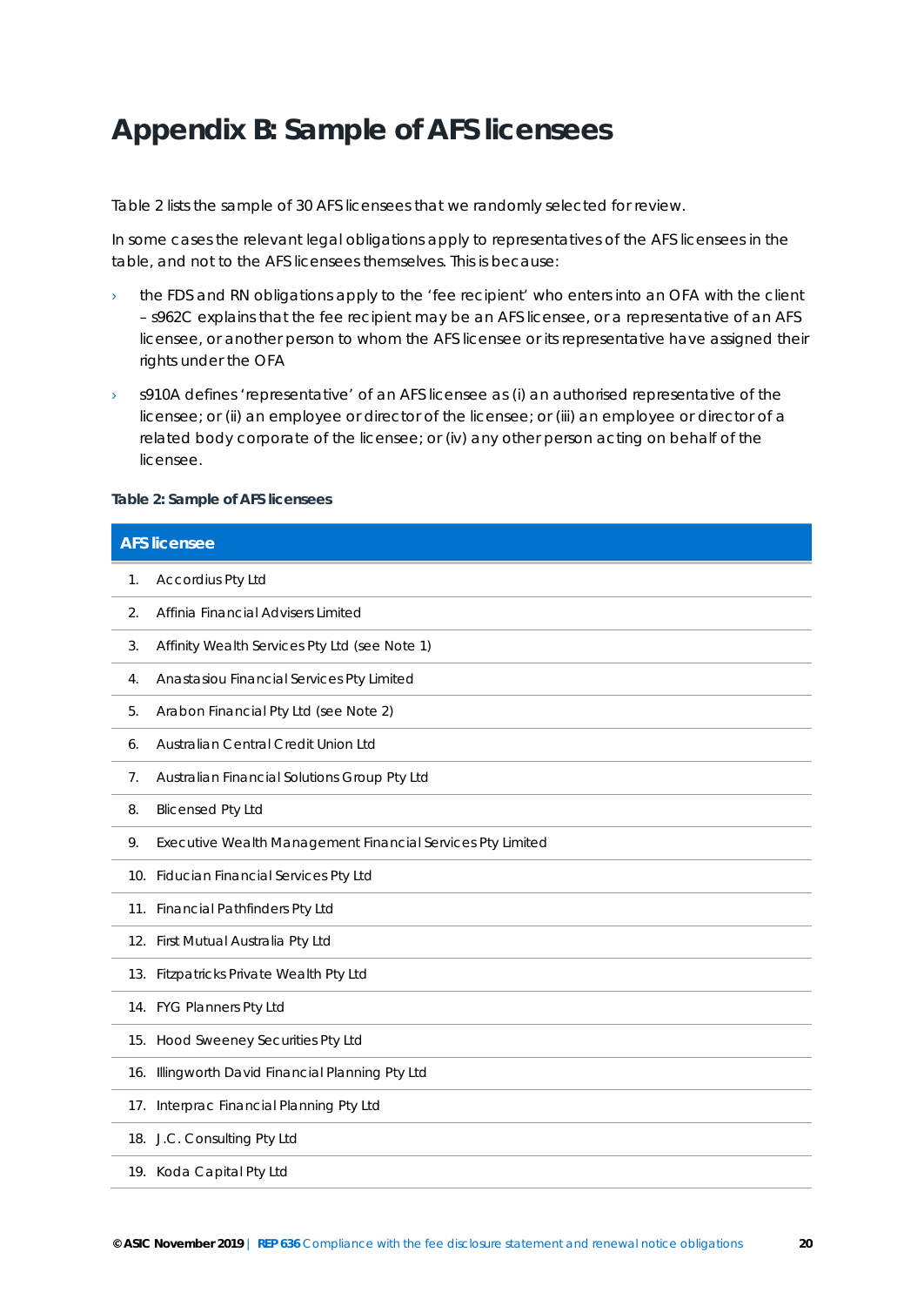# Appendix B: Sample of AFS licensees

Table 2 lists the sample of 30 AFS licensees that we randomly selected for review.

In some cases the relevant legal obligations apply to representatives of the AFS licensees in the table, and not to the AFS licensees themselves. This is because:

- the FDS and RN obligations apply to the 'fee recipient' who enters into an OFA with the client – s962C explains that the fee recipient may be an AFS licensee, or a representative of an AFS licensee, or another person to whom the AFS licensee or its representative have assigned their rights under the OFA
- s910A defines 'representative' of an AFS licensee as (i) an authorised representative of the licensee; or (ii) an employee or director of the licensee; or (iii) an employee or director of a related body corporate of the licensee; or (iv) any other person acting on behalf of the licensee.

**Table 2: Sample of AFS licensees**

| AFS licensee |
|---|
| 1. Accordius Pty Ltd |
| 2. Affinia Financial Advisers Limited |
| 3. Affinity Wealth Services Pty Ltd (see Note 1) |
| 4. Anastasiou Financial Services Pty Limited |
| 5. Arabon Financial Pty Ltd (see Note 2) |
| 6. Australian Central Credit Union Ltd |
| 7. Australian Financial Solutions Group Pty Ltd |
| 8. Blicensed Pty Ltd |
| 9. Executive Wealth Management Financial Services Pty Limited |
| 10. Fiducian Financial Services Pty Ltd |
| 11. Financial Pathfinders Pty Ltd |
| 12. First Mutual Australia Pty Ltd |
| 13. Fitzpatricks Private Wealth Pty Ltd |
| 14. FYG Planners Pty Ltd |
| 15. Hood Sweeney Securities Pty Ltd |
| 16. Illingworth David Financial Planning Pty Ltd |
| 17. Interprac Financial Planning Pty Ltd |
| 18. J.C. Consulting Pty Ltd |
| 19. Koda Capital Pty Ltd |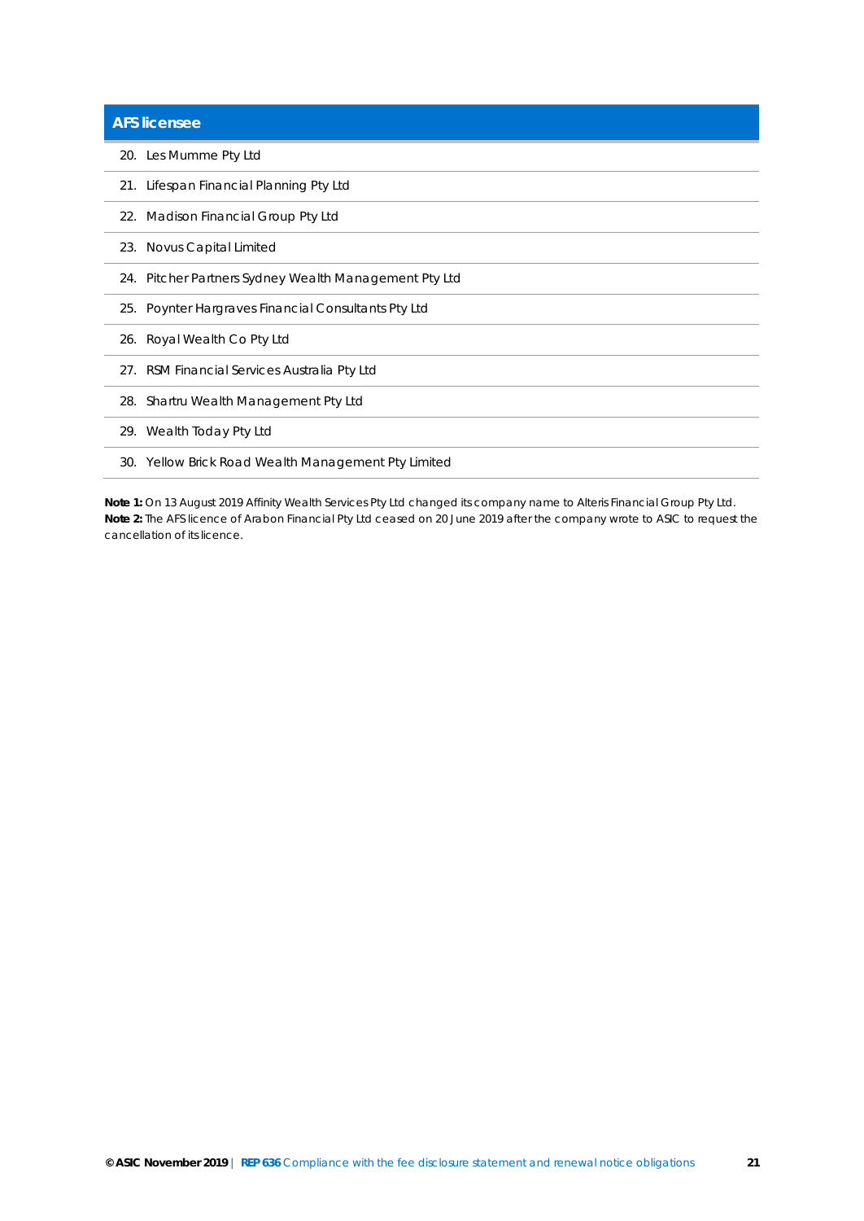| AFS licensee |
|---|
| 20. Les Mumme Pty Ltd |
| 21. Lifespan Financial Planning Pty Ltd |
| 22. Madison Financial Group Pty Ltd |
| 23. Novus Capital Limited |
| 24. Pitcher Partners Sydney Wealth Management Pty Ltd |
| 25. Poynter Hargraves Financial Consultants Pty Ltd |
| 26. Royal Wealth Co Pty Ltd |
| 27. RSM Financial Services Australia Pty Ltd |
| 28. Shartru Wealth Management Pty Ltd |
| 29. Wealth Today Pty Ltd |
| 30. Yellow Brick Road Wealth Management Pty Limited |

**Note 1:** On 13 August 2019 Affinity Wealth Services Pty Ltd changed its company name to Alteris Financial Group Pty Ltd.
**Note 2:** The AFS licence of Arabon Financial Pty Ltd ceased on 20 June 2019 after the company wrote to ASIC to request the cancellation of its licence.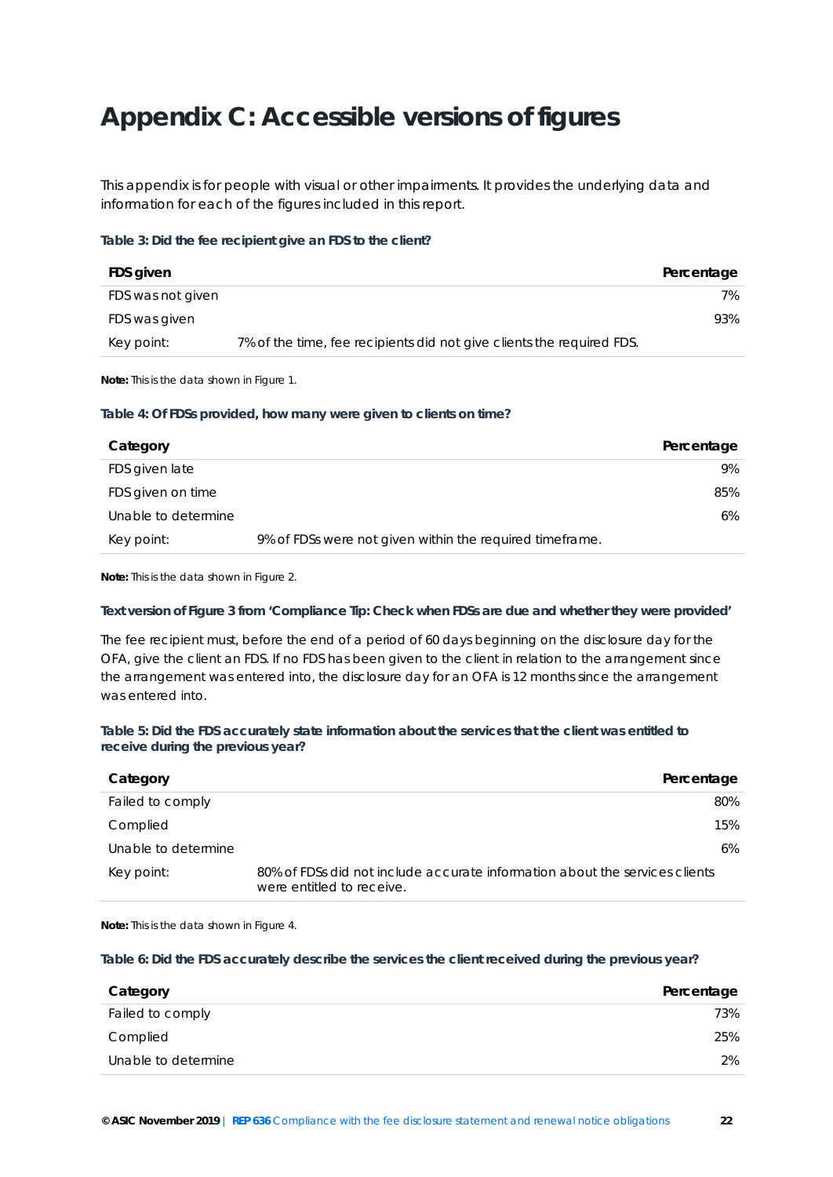# Appendix C: Accessible versions of figures

This appendix is for people with visual or other impairments. It provides the underlying data and information for each of the figures included in this report.

**Table 3: Did the fee recipient give an FDS to the client?**

| FDS given | | Percentage |
|---|---|---|
| FDS was not given | | 7% |
| FDS was given | | 93% |
| Key point: | 7% of the time, fee recipients did not give clients the required FDS. | |

**Note:** This is the data shown in Figure 1.

**Table 4: Of FDSs provided, how many were given to clients on time?**

| Category | | Percentage |
|---|---|---|
| FDS given late | | 9% |
| FDS given on time | | 85% |
| Unable to determine | | 6% |
| Key point: | 9% of FDSs were not given within the required timeframe. | |

**Note:** This is the data shown in Figure 2.

**Text version of Figure 3 from 'Compliance Tip: Check when FDSs are due and whether they were provided'**

The fee recipient must, before the end of a period of 60 days beginning on the disclosure day for the OFA, give the client an FDS. If no FDS has been given to the client in relation to the arrangement since the arrangement was entered into, the disclosure day for an OFA is 12 months since the arrangement was entered into.

**Table 5: Did the FDS accurately state information about the services that the client was entitled to receive during the previous year?**

| Category | | Percentage |
|---|---|---|
| Failed to comply | | 80% |
| Complied | | 15% |
| Unable to determine | | 6% |
| Key point: | 80% of FDSs did not include accurate information about the services clients were entitled to receive. | |

**Note:** This is the data shown in Figure 4.

**Table 6: Did the FDS accurately describe the services the client received during the previous year?**

| Category | Percentage |
|---|---|
| Failed to comply | 73% |
| Complied | 25% |
| Unable to determine | 2% |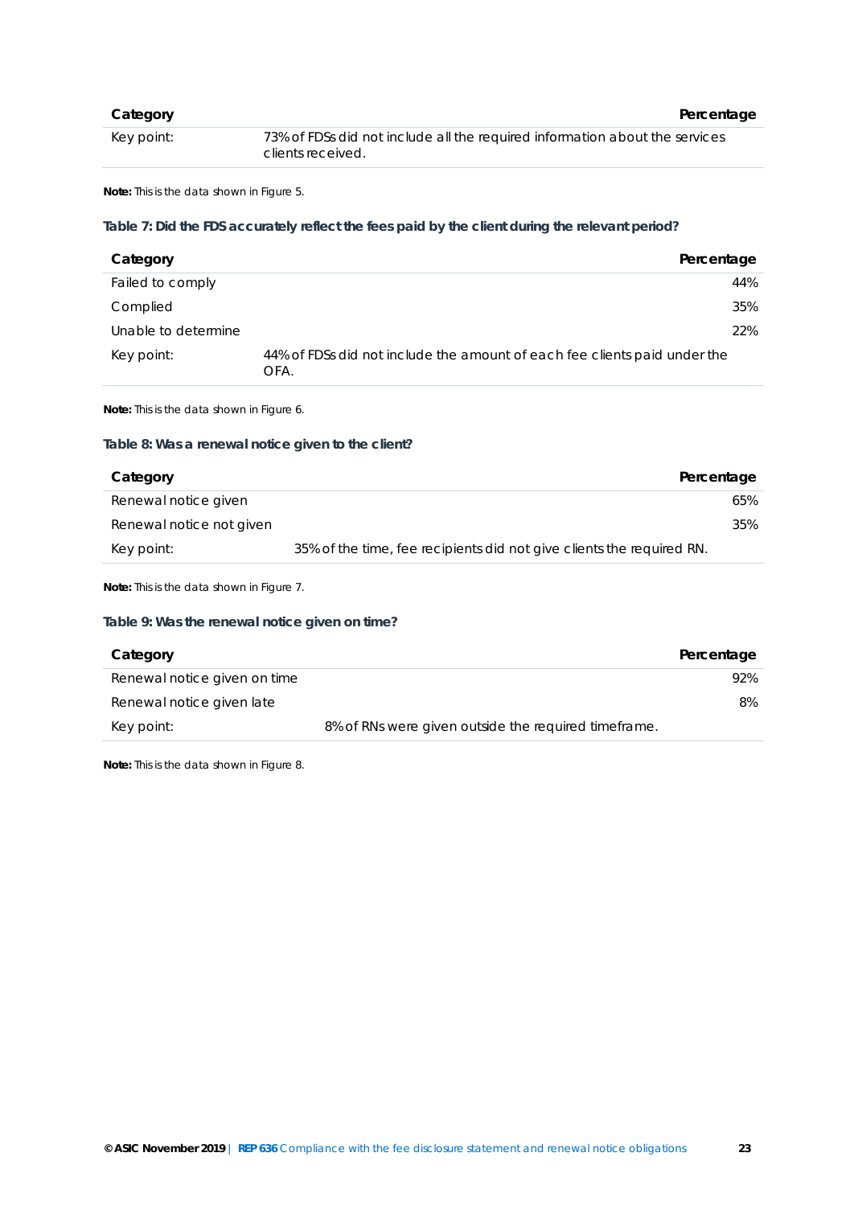| Category | | Percentage |
|---|---|---|
| Key point: | 73% of FDSs did not include all the required information about the services clients received. | |

**Note:** This is the data shown in Figure 5.

#### Table 7: Did the FDS accurately reflect the fees paid by the client during the relevant period?

| Category | | Percentage |
|---|---|---|
| Failed to comply | | 44% |
| Complied | | 35% |
| Unable to determine | | 22% |
| Key point: | 44% of FDSs did not include the amount of each fee clients paid under the OFA. | |

**Note:** This is the data shown in Figure 6.

#### Table 8: Was a renewal notice given to the client?

| Category | | Percentage |
|---|---|---|
| Renewal notice given | | 65% |
| Renewal notice not given | | 35% |
| Key point: | 35% of the time, fee recipients did not give clients the required RN. | |

**Note:** This is the data shown in Figure 7.

#### Table 9: Was the renewal notice given on time?

| Category | | Percentage |
|---|---|---|
| Renewal notice given on time | | 92% |
| Renewal notice given late | | 8% |
| Key point: | 8% of RNs were given outside the required timeframe. | |

**Note:** This is the data shown in Figure 8.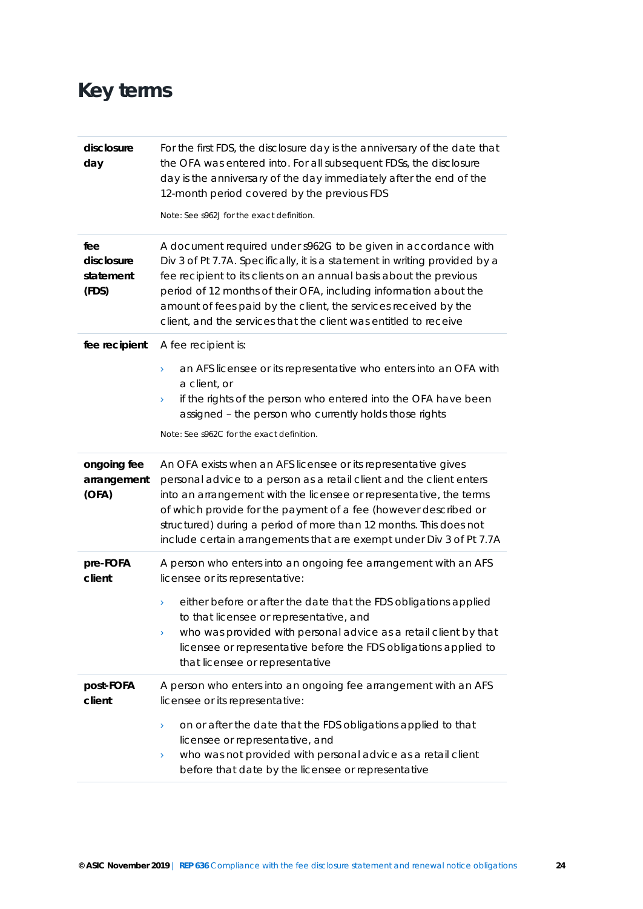# Key terms

| | |
|---|---|
| **disclosure day** | For the first FDS, the disclosure day is the anniversary of the date that the OFA was entered into. For all subsequent FDSs, the disclosure day is the anniversary of the day immediately after the end of the 12-month period covered by the previous FDS<br><br>Note: See s962J for the exact definition. |
| **fee disclosure statement (FDS)** | A document required under s962G to be given in accordance with Div 3 of Pt 7.7A. Specifically, it is a statement in writing provided by a fee recipient to its clients on an annual basis about the previous period of 12 months of their OFA, including information about the amount of fees paid by the client, the services received by the client, and the services that the client was entitled to receive |
| **fee recipient** | A fee recipient is:<br><br>› an AFS licensee or its representative who enters into an OFA with a client, or<br>› if the rights of the person who entered into the OFA have been assigned – the person who currently holds those rights<br><br>Note: See s962C for the exact definition. |
| **ongoing fee arrangement (OFA)** | An OFA exists when an AFS licensee or its representative gives personal advice to a person as a retail client and the client enters into an arrangement with the licensee or representative, the terms of which provide for the payment of a fee (however described or structured) during a period of more than 12 months. This does not include certain arrangements that are exempt under Div 3 of Pt 7.7A |
| **pre-FOFA client** | A person who enters into an ongoing fee arrangement with an AFS licensee or its representative:<br><br>› either before or after the date that the FDS obligations applied to that licensee or representative, and<br>› who was provided with personal advice as a retail client by that licensee or representative before the FDS obligations applied to that licensee or representative |
| **post-FOFA client** | A person who enters into an ongoing fee arrangement with an AFS licensee or its representative:<br><br>› on or after the date that the FDS obligations applied to that licensee or representative, and<br>› who was not provided with personal advice as a retail client before that date by the licensee or representative |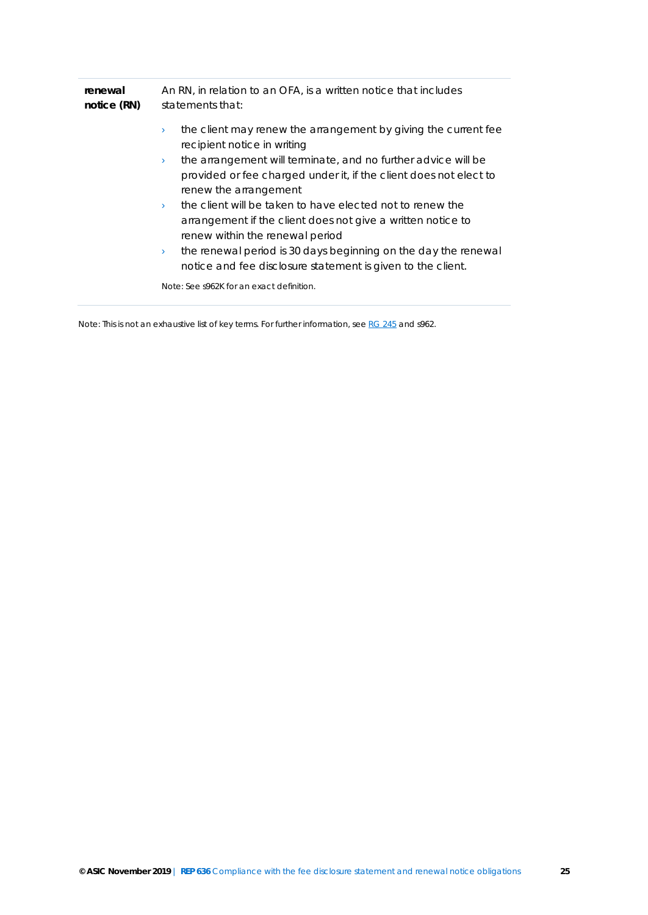| | |
|---|---|
| **renewal notice (RN)** | An RN, in relation to an OFA, is a written notice that includes statements that:<br>› the client may renew the arrangement by giving the current fee recipient notice in writing<br>› the arrangement will terminate, and no further advice will be provided or fee charged under it, if the client does not elect to renew the arrangement<br>› the client will be taken to have elected not to renew the arrangement if the client does not give a written notice to renew within the renewal period<br>› the renewal period is 30 days beginning on the day the renewal notice and fee disclosure statement is given to the client.<br>Note: See s962K for an exact definition. |

Note: This is not an exhaustive list of key terms. For further information, see RG 245 and s962.